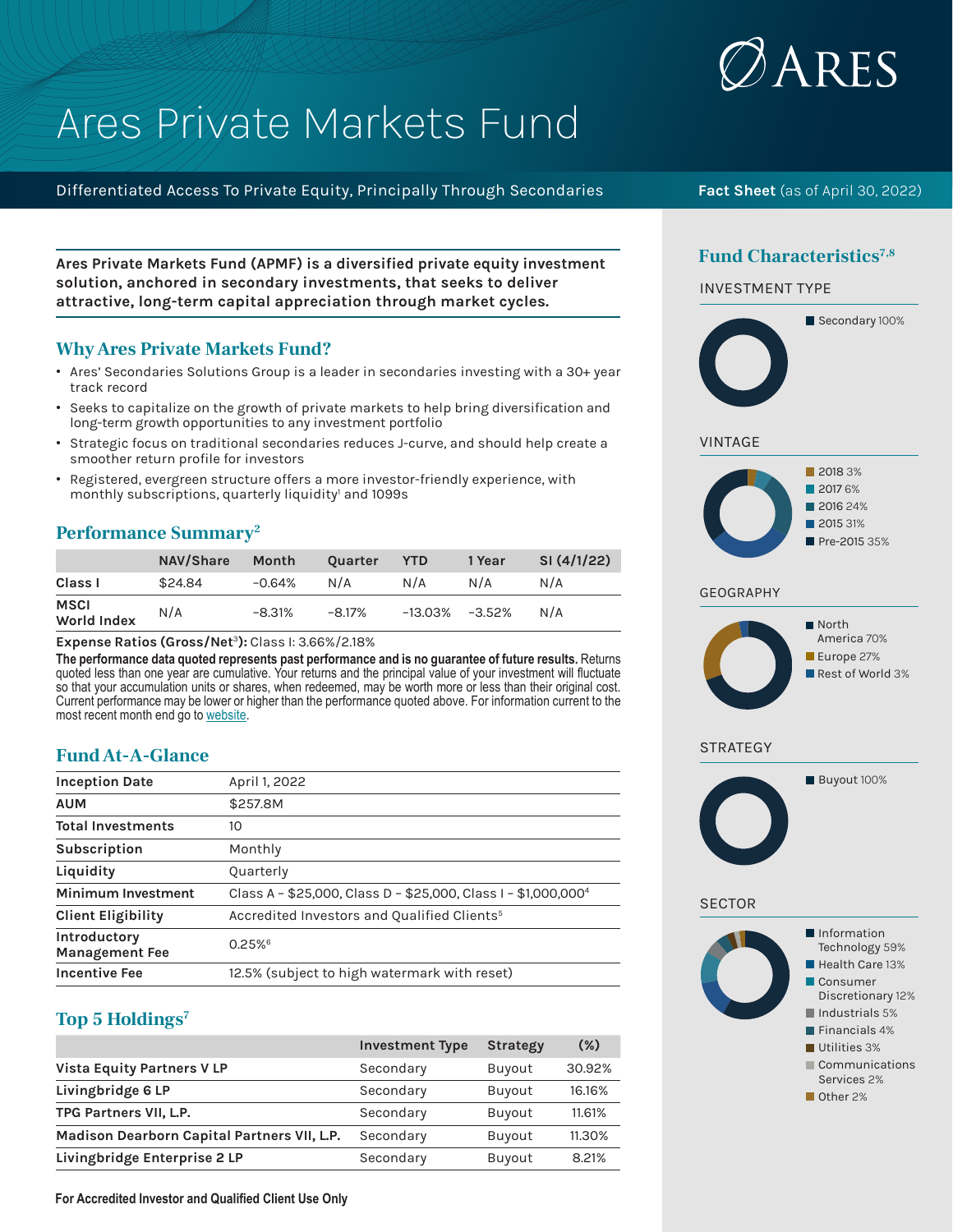# Ares Private Markets Fund

Differentiated Access To Private Equity, Principally Through Secondaries

**Fact Sheet** (as of April 30, 2022)

**Ares Private Markets Fund (APMF) is a diversified private equity investment solution, anchored in secondary investments, that seeks to deliver attractive, long-term capital appreciation through market cycles.**

## Why Ares Private Markets Fund?

- Ares' Secondaries Solutions Group is a leader in secondaries investing with a 30+ year track record
- Seeks to capitalize on the growth of private markets to help bring diversification and long-term growth opportunities to any investment portfolio
- Strategic focus on traditional secondaries reduces J-curve, and should help create a smoother return profile for investors
- Registered, evergreen structure offers a more investor-friendly experience, with monthly subscriptions, quarterly liquidity[1] and 1099s

## Performance Summary[2]

| | NAV/Share | Month | Quarter | YTD | 1 Year | SI (4/1/22) |
|---|---|---|---|---|---|---|
| Class I | $24.84 | -0.64% | N/A | N/A | N/A | N/A |
| MSCI World Index | N/A | -8.31% | -8.17% | -13.03% | -3.52% | N/A |

**Expense Ratios (Gross/Net[3]):** Class I: 3.66%/2.18%

**The performance data quoted represents past performance and is no guarantee of future results.** Returns quoted less than one year are cumulative. Your returns and the principal value of your investment will fluctuate so that your accumulation units or shares, when redeemed, may be worth more or less than their original cost. Current performance may be lower or higher than the performance quoted above. For information current to the most recent month end go to website.

## Fund At-A-Glance

| | |
|---|---|
| Inception Date | April 1, 2022 |
| AUM | $257.8M |
| Total Investments | 10 |
| Subscription | Monthly |
| Liquidity | Quarterly |
| Minimum Investment | Class A – $25,000, Class D – $25,000, Class I – $1,000,000[4] |
| Client Eligibility | Accredited Investors and Qualified Clients[5] |
| Introductory Management Fee | 0.25%[6] |
| Incentive Fee | 12.5% (subject to high watermark with reset) |

## Top 5 Holdings[7]

| | Investment Type | Strategy | (%) |
|---|---|---|---|
| Vista Equity Partners V LP | Secondary | Buyout | 30.92% |
| Livingbridge 6 LP | Secondary | Buyout | 16.16% |
| TPG Partners VII, L.P. | Secondary | Buyout | 11.61% |
| Madison Dearborn Capital Partners VII, L.P. | Secondary | Buyout | 11.30% |
| Livingbridge Enterprise 2 LP | Secondary | Buyout | 8.21% |

## Fund Characteristics[7,8]

### INVESTMENT TYPE

- Secondary 100%

### VINTAGE

- 2018 3%
- 2017 6%
- 2016 24%
- 2015 31%
- Pre-2015 35%

### GEOGRAPHY

- North America 70%
- Europe 27%
- Rest of World 3%

### STRATEGY

- Buyout 100%

### SECTOR

- Information Technology 59%
- Health Care 13%
- Consumer Discretionary 12%
- Industrials 5%
- Financials 4%
- Utilities 3%
- Communications Services 2%
- Other 2%

**For Accredited Investor and Qualified Client Use Only**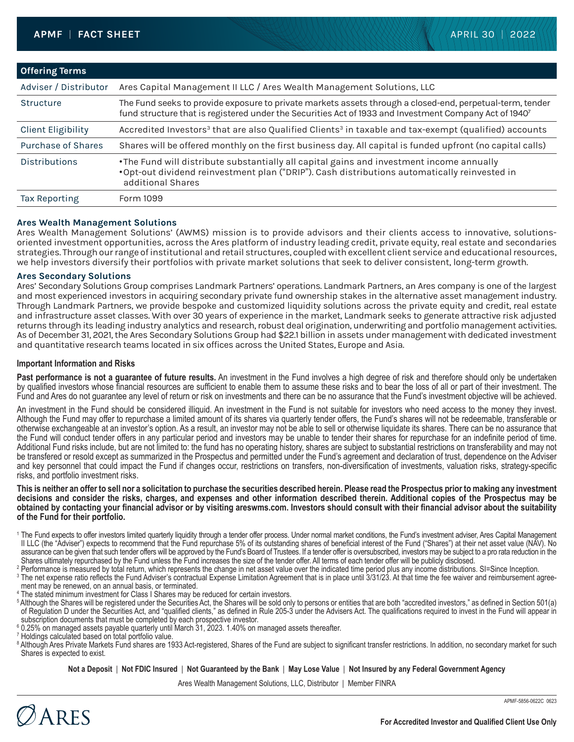| Offering Terms | |
|---|---|
| Adviser / Distributor | Ares Capital Management II LLC / Ares Wealth Management Solutions, LLC |
| Structure | The Fund seeks to provide exposure to private markets assets through a closed-end, perpetual-term, tender fund structure that is registered under the Securities Act of 1933 and Investment Company Act of 1940[7] |
| Client Eligibility | Accredited Investors[3] that are also Qualified Clients[3] in taxable and tax-exempt (qualified) accounts |
| Purchase of Shares | Shares will be offered monthly on the first business day. All capital is funded upfront (no capital calls) |
| Distributions | • The Fund will distribute substantially all capital gains and investment income annually<br>• Opt-out dividend reinvestment plan ("DRIP"). Cash distributions automatically reinvested in additional Shares |
| Tax Reporting | Form 1099 |

### Ares Wealth Management Solutions

Ares Wealth Management Solutions' (AWMS) mission is to provide advisors and their clients access to innovative, solutions-oriented investment opportunities, across the Ares platform of industry leading credit, private equity, real estate and secondaries strategies. Through our range of institutional and retail structures, coupled with excellent client service and educational resources, we help investors diversify their portfolios with private market solutions that seek to deliver consistent, long-term growth.

### Ares Secondary Solutions

Ares' Secondary Solutions Group comprises Landmark Partners' operations. Landmark Partners, an Ares company is one of the largest and most experienced investors in acquiring secondary private fund ownership stakes in the alternative asset management industry. Through Landmark Partners, we provide bespoke and customized liquidity solutions across the private equity and credit, real estate and infrastructure asset classes. With over 30 years of experience in the market, Landmark seeks to generate attractive risk adjusted returns through its leading industry analytics and research, robust deal origination, underwriting and portfolio management activities. As of December 31, 2021, the Ares Secondary Solutions Group had $22.1 billion in assets under management with dedicated investment and quantitative research teams located in six offices across the United States, Europe and Asia.

### Important Information and Risks

**Past performance is not a guarantee of future results.** An investment in the Fund involves a high degree of risk and therefore should only be undertaken by qualified investors whose financial resources are sufficient to enable them to assume these risks and to bear the loss of all or part of their investment. The Fund and Ares do not guarantee any level of return or risk on investments and there can be no assurance that the Fund's investment objective will be achieved.

An investment in the Fund should be considered illiquid. An investment in the Fund is not suitable for investors who need access to the money they invest. Although the Fund may offer to repurchase a limited amount of its shares via quarterly tender offers, the Fund's shares will not be redeemable, transferable or otherwise exchangeable at an investor's option. As a result, an investor may not be able to sell or otherwise liquidate its shares. There can be no assurance that the Fund will conduct tender offers in any particular period and investors may be unable to tender their shares for repurchase for an indefinite period of time. Additional Fund risks include, but are not limited to: the fund has no operating history, shares are subject to substantial restrictions on transferability and may not be transfered or resold except as summarized in the Prospectus and permitted under the Fund's agreement and declaration of trust, dependence on the Adviser and key personnel that could impact the Fund if changes occur, restrictions on transfers, non-diversification of investments, valuation risks, strategy-specific risks, and portfolio investment risks.

**This is neither an offer to sell nor a solicitation to purchase the securities described herein. Please read the Prospectus prior to making any investment decisions and consider the risks, charges, and expenses and other information described therein. Additional copies of the Prospectus may be obtained by contacting your financial advisor or by visiting areswms.com. Investors should consult with their financial advisor about the suitability of the Fund for their portfolio.**

[1] The Fund expects to offer investors limited quarterly liquidity through a tender offer process. Under normal market conditions, the Fund's investment adviser, Ares Capital Management II LLC (the "Adviser") expects to recommend that the Fund repurchase 5% of its outstanding shares of beneficial interest of the Fund ("Shares") at their net asset value (NAV). No assurance can be given that such tender offers will be approved by the Fund's Board of Trustees. If a tender offer is oversubscribed, investors may be subject to a pro rata reduction in the Shares ultimately repurchased by the Fund unless the Fund increases the size of the tender offer. All terms of each tender offer will be publicly disclosed.

[2] Performance is measured by total return, which represents the change in net asset value over the indicated time period plus any income distributions. SI=Since Inception.

[3] The net expense ratio reflects the Fund Adviser's contractual Expense Limitation Agreement that is in place until 3/31/23. At that time the fee waiver and reimbursement agreement may be renewed, on an annual basis, or terminated.

[4] The stated minimum investment for Class I Shares may be reduced for certain investors.

[5] Although the Shares will be registered under the Securities Act, the Shares will be sold only to persons or entities that are both "accredited investors," as defined in Section 501(a) of Regulation D under the Securities Act, and "qualified clients," as defined in Rule 205-3 under the Advisers Act. The qualifications required to invest in the Fund will appear in subscription documents that must be completed by each prospective investor.

[6] 0.25% on managed assets payable quarterly until March 31, 2023. 1.40% on managed assets thereafter.

[7] Holdings calculated based on total portfolio value.

[8] Although Ares Private Markets Fund shares are 1933 Act-registered, Shares of the Fund are subject to significant transfer restrictions. In addition, no secondary market for such Shares is expected to exist.

**Not a Deposit | Not FDIC Insured | Not Guaranteed by the Bank | May Lose Value | Not Insured by any Federal Government Agency**

Ares Wealth Management Solutions, LLC, Distributor | Member FINRA

APMF-5856-0622C 0623

ARES

**For Accredited Investor and Qualified Client Use Only**